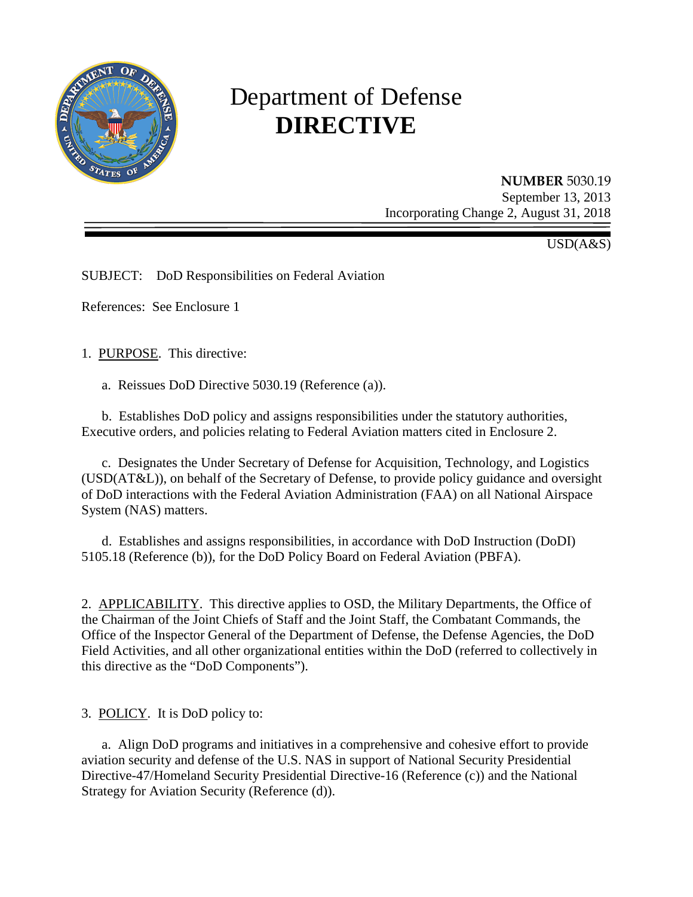# Department of Defense
# DIRECTIVE

**NUMBER** 5030.19
September 13, 2013
Incorporating Change 2, August 31, 2018

USD(A&S)

SUBJECT: DoD Responsibilities on Federal Aviation

References: See Enclosure 1

1. PURPOSE. This directive:

   a. Reissues DoD Directive 5030.19 (Reference (a)).

   b. Establishes DoD policy and assigns responsibilities under the statutory authorities, Executive orders, and policies relating to Federal Aviation matters cited in Enclosure 2.

   c. Designates the Under Secretary of Defense for Acquisition, Technology, and Logistics (USD(AT&L)), on behalf of the Secretary of Defense, to provide policy guidance and oversight of DoD interactions with the Federal Aviation Administration (FAA) on all National Airspace System (NAS) matters.

   d. Establishes and assigns responsibilities, in accordance with DoD Instruction (DoDI) 5105.18 (Reference (b)), for the DoD Policy Board on Federal Aviation (PBFA).

2. APPLICABILITY. This directive applies to OSD, the Military Departments, the Office of the Chairman of the Joint Chiefs of Staff and the Joint Staff, the Combatant Commands, the Office of the Inspector General of the Department of Defense, the Defense Agencies, the DoD Field Activities, and all other organizational entities within the DoD (referred to collectively in this directive as the "DoD Components").

3. POLICY. It is DoD policy to:

   a. Align DoD programs and initiatives in a comprehensive and cohesive effort to provide aviation security and defense of the U.S. NAS in support of National Security Presidential Directive-47/Homeland Security Presidential Directive-16 (Reference (c)) and the National Strategy for Aviation Security (Reference (d)).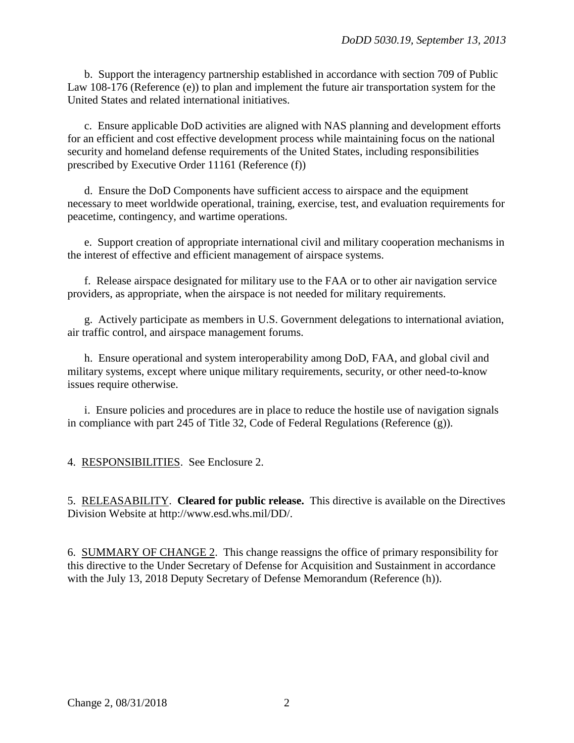b. Support the interagency partnership established in accordance with section 709 of Public Law 108-176 (Reference (e)) to plan and implement the future air transportation system for the United States and related international initiatives.

c. Ensure applicable DoD activities are aligned with NAS planning and development efforts for an efficient and cost effective development process while maintaining focus on the national security and homeland defense requirements of the United States, including responsibilities prescribed by Executive Order 11161 (Reference (f))

d. Ensure the DoD Components have sufficient access to airspace and the equipment necessary to meet worldwide operational, training, exercise, test, and evaluation requirements for peacetime, contingency, and wartime operations.

e. Support creation of appropriate international civil and military cooperation mechanisms in the interest of effective and efficient management of airspace systems.

f. Release airspace designated for military use to the FAA or to other air navigation service providers, as appropriate, when the airspace is not needed for military requirements.

g. Actively participate as members in U.S. Government delegations to international aviation, air traffic control, and airspace management forums.

h. Ensure operational and system interoperability among DoD, FAA, and global civil and military systems, except where unique military requirements, security, or other need-to-know issues require otherwise.

i. Ensure policies and procedures are in place to reduce the hostile use of navigation signals in compliance with part 245 of Title 32, Code of Federal Regulations (Reference (g)).

4. RESPONSIBILITIES. See Enclosure 2.

5. RELEASABILITY. **Cleared for public release.** This directive is available on the Directives Division Website at http://www.esd.whs.mil/DD/.

6. SUMMARY OF CHANGE 2. This change reassigns the office of primary responsibility for this directive to the Under Secretary of Defense for Acquisition and Sustainment in accordance with the July 13, 2018 Deputy Secretary of Defense Memorandum (Reference (h)).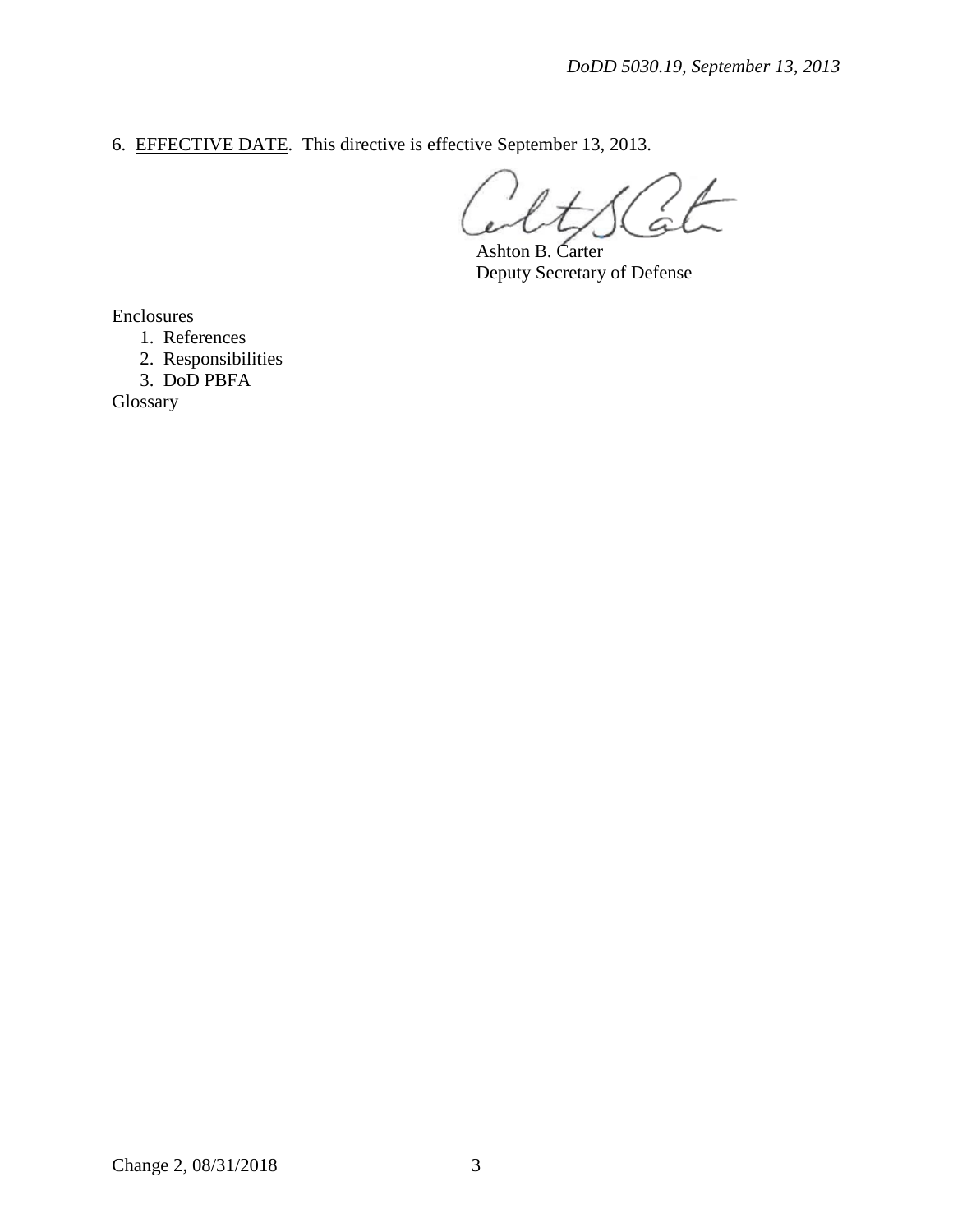6. EFFECTIVE DATE. This directive is effective September 13, 2013.

Ashton B. Carter
Deputy Secretary of Defense

Enclosures
1. References
2. Responsibilities
3. DoD PBFA

Glossary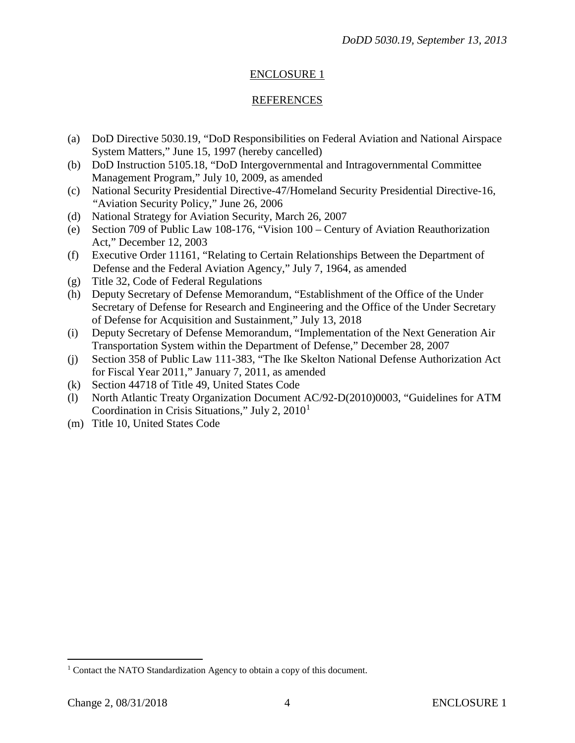## ENCLOSURE 1

## REFERENCES

(a) DoD Directive 5030.19, "DoD Responsibilities on Federal Aviation and National Airspace System Matters," June 15, 1997 (hereby cancelled)
(b) DoD Instruction 5105.18, "DoD Intergovernmental and Intragovernmental Committee Management Program," July 10, 2009, as amended
(c) National Security Presidential Directive-47/Homeland Security Presidential Directive-16, "Aviation Security Policy," June 26, 2006
(d) National Strategy for Aviation Security, March 26, 2007
(e) Section 709 of Public Law 108-176, "Vision 100 – Century of Aviation Reauthorization Act," December 12, 2003
(f) Executive Order 11161, "Relating to Certain Relationships Between the Department of Defense and the Federal Aviation Agency," July 7, 1964, as amended
(g) Title 32, Code of Federal Regulations
(h) Deputy Secretary of Defense Memorandum, "Establishment of the Office of the Under Secretary of Defense for Research and Engineering and the Office of the Under Secretary of Defense for Acquisition and Sustainment," July 13, 2018
(i) Deputy Secretary of Defense Memorandum, "Implementation of the Next Generation Air Transportation System within the Department of Defense," December 28, 2007
(j) Section 358 of Public Law 111-383, "The Ike Skelton National Defense Authorization Act for Fiscal Year 2011," January 7, 2011, as amended
(k) Section 44718 of Title 49, United States Code
(l) North Atlantic Treaty Organization Document AC/92-D(2010)0003, "Guidelines for ATM Coordination in Crisis Situations," July 2, 2010[1]
(m) Title 10, United States Code

[1] Contact the NATO Standardization Agency to obtain a copy of this document.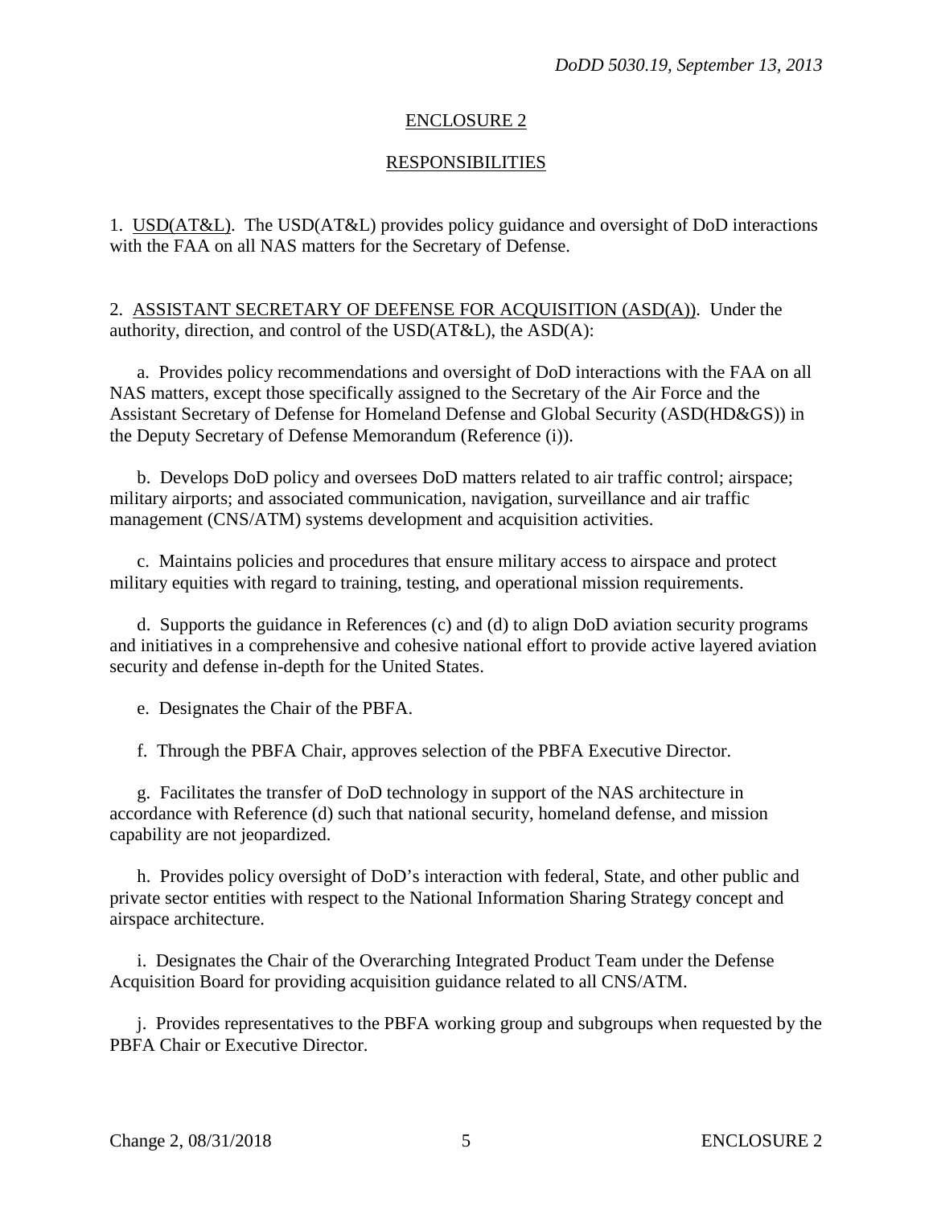## ENCLOSURE 2

## RESPONSIBILITIES

1. USD(AT&L). The USD(AT&L) provides policy guidance and oversight of DoD interactions with the FAA on all NAS matters for the Secretary of Defense.

2. ASSISTANT SECRETARY OF DEFENSE FOR ACQUISITION (ASD(A)). Under the authority, direction, and control of the USD(AT&L), the ASD(A):

a. Provides policy recommendations and oversight of DoD interactions with the FAA on all NAS matters, except those specifically assigned to the Secretary of the Air Force and the Assistant Secretary of Defense for Homeland Defense and Global Security (ASD(HD&GS)) in the Deputy Secretary of Defense Memorandum (Reference (i)).

b. Develops DoD policy and oversees DoD matters related to air traffic control; airspace; military airports; and associated communication, navigation, surveillance and air traffic management (CNS/ATM) systems development and acquisition activities.

c. Maintains policies and procedures that ensure military access to airspace and protect military equities with regard to training, testing, and operational mission requirements.

d. Supports the guidance in References (c) and (d) to align DoD aviation security programs and initiatives in a comprehensive and cohesive national effort to provide active layered aviation security and defense in-depth for the United States.

e. Designates the Chair of the PBFA.

f. Through the PBFA Chair, approves selection of the PBFA Executive Director.

g. Facilitates the transfer of DoD technology in support of the NAS architecture in accordance with Reference (d) such that national security, homeland defense, and mission capability are not jeopardized.

h. Provides policy oversight of DoD's interaction with federal, State, and other public and private sector entities with respect to the National Information Sharing Strategy concept and airspace architecture.

i. Designates the Chair of the Overarching Integrated Product Team under the Defense Acquisition Board for providing acquisition guidance related to all CNS/ATM.

j. Provides representatives to the PBFA working group and subgroups when requested by the PBFA Chair or Executive Director.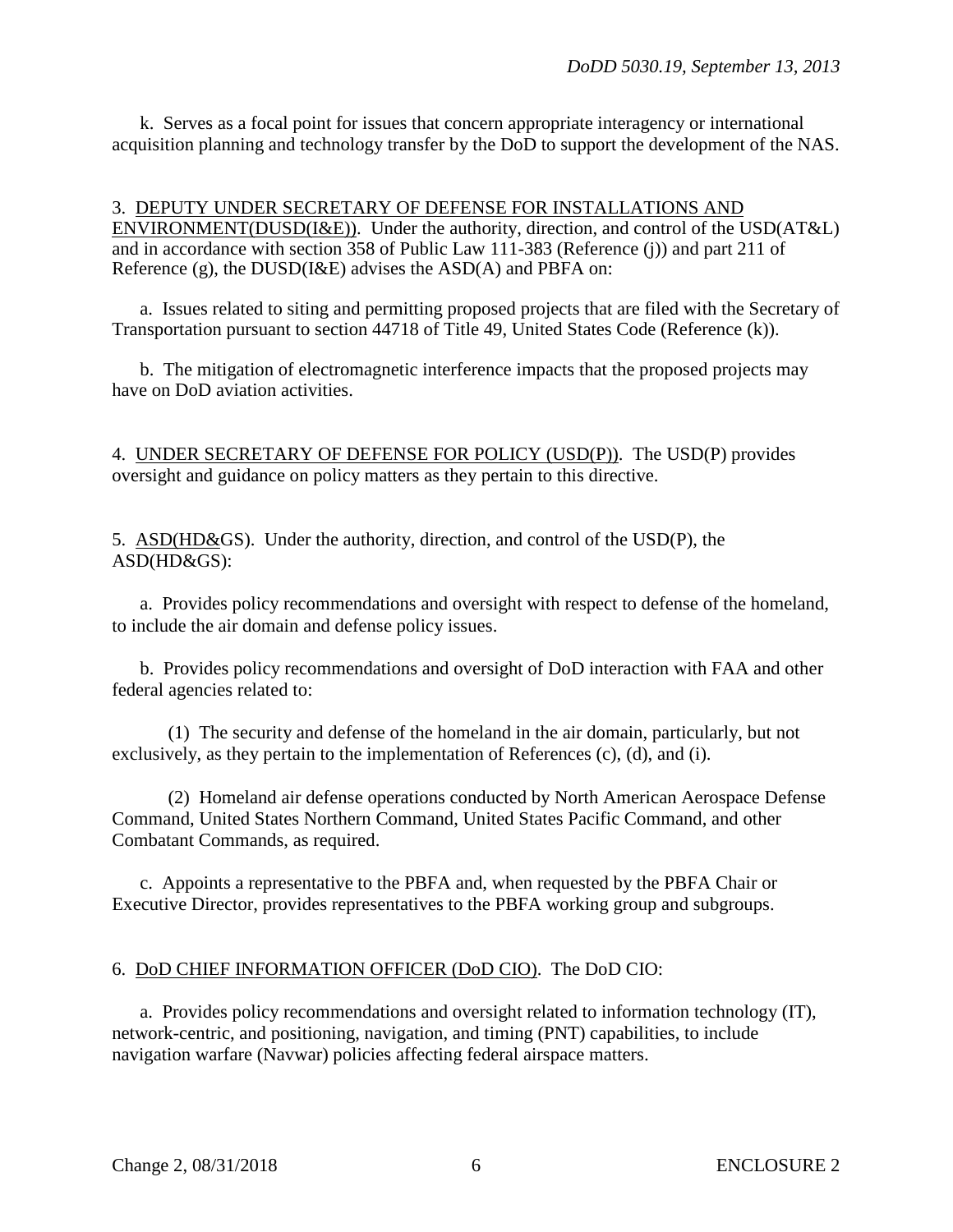k. Serves as a focal point for issues that concern appropriate interagency or international acquisition planning and technology transfer by the DoD to support the development of the NAS.

3. DEPUTY UNDER SECRETARY OF DEFENSE FOR INSTALLATIONS AND ENVIRONMENT(DUSD(I&E)). Under the authority, direction, and control of the USD(AT&L) and in accordance with section 358 of Public Law 111-383 (Reference (j)) and part 211 of Reference (g), the DUSD(I&E) advises the ASD(A) and PBFA on:

a. Issues related to siting and permitting proposed projects that are filed with the Secretary of Transportation pursuant to section 44718 of Title 49, United States Code (Reference (k)).

b. The mitigation of electromagnetic interference impacts that the proposed projects may have on DoD aviation activities.

4. UNDER SECRETARY OF DEFENSE FOR POLICY (USD(P)). The USD(P) provides oversight and guidance on policy matters as they pertain to this directive.

5. ASD(HD&GS). Under the authority, direction, and control of the USD(P), the ASD(HD&GS):

a. Provides policy recommendations and oversight with respect to defense of the homeland, to include the air domain and defense policy issues.

b. Provides policy recommendations and oversight of DoD interaction with FAA and other federal agencies related to:

(1) The security and defense of the homeland in the air domain, particularly, but not exclusively, as they pertain to the implementation of References (c), (d), and (i).

(2) Homeland air defense operations conducted by North American Aerospace Defense Command, United States Northern Command, United States Pacific Command, and other Combatant Commands, as required.

c. Appoints a representative to the PBFA and, when requested by the PBFA Chair or Executive Director, provides representatives to the PBFA working group and subgroups.

6. DoD CHIEF INFORMATION OFFICER (DoD CIO). The DoD CIO:

a. Provides policy recommendations and oversight related to information technology (IT), network-centric, and positioning, navigation, and timing (PNT) capabilities, to include navigation warfare (Navwar) policies affecting federal airspace matters.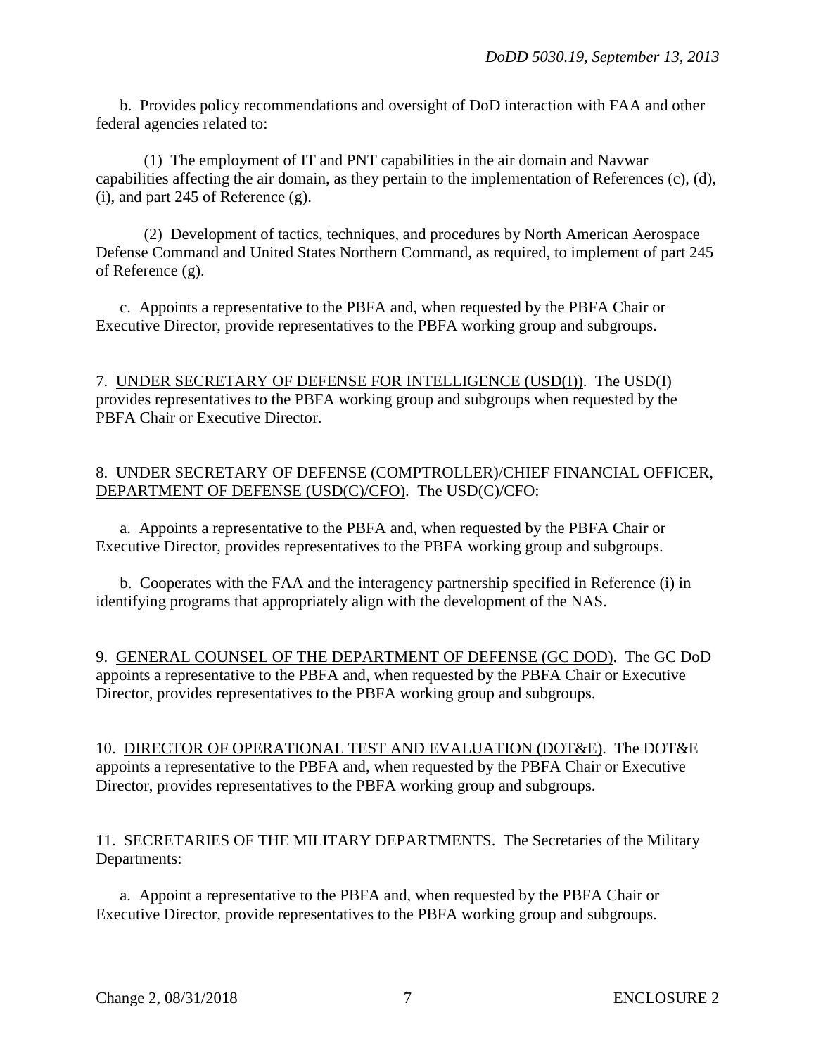b. Provides policy recommendations and oversight of DoD interaction with FAA and other federal agencies related to:

(1) The employment of IT and PNT capabilities in the air domain and Navwar capabilities affecting the air domain, as they pertain to the implementation of References (c), (d), (i), and part 245 of Reference (g).

(2) Development of tactics, techniques, and procedures by North American Aerospace Defense Command and United States Northern Command, as required, to implement of part 245 of Reference (g).

c. Appoints a representative to the PBFA and, when requested by the PBFA Chair or Executive Director, provide representatives to the PBFA working group and subgroups.

7. UNDER SECRETARY OF DEFENSE FOR INTELLIGENCE (USD(I)). The USD(I) provides representatives to the PBFA working group and subgroups when requested by the PBFA Chair or Executive Director.

8. UNDER SECRETARY OF DEFENSE (COMPTROLLER)/CHIEF FINANCIAL OFFICER, DEPARTMENT OF DEFENSE (USD(C)/CFO). The USD(C)/CFO:

a. Appoints a representative to the PBFA and, when requested by the PBFA Chair or Executive Director, provides representatives to the PBFA working group and subgroups.

b. Cooperates with the FAA and the interagency partnership specified in Reference (i) in identifying programs that appropriately align with the development of the NAS.

9. GENERAL COUNSEL OF THE DEPARTMENT OF DEFENSE (GC DOD). The GC DoD appoints a representative to the PBFA and, when requested by the PBFA Chair or Executive Director, provides representatives to the PBFA working group and subgroups.

10. DIRECTOR OF OPERATIONAL TEST AND EVALUATION (DOT&E). The DOT&E appoints a representative to the PBFA and, when requested by the PBFA Chair or Executive Director, provides representatives to the PBFA working group and subgroups.

11. SECRETARIES OF THE MILITARY DEPARTMENTS. The Secretaries of the Military Departments:

a. Appoint a representative to the PBFA and, when requested by the PBFA Chair or Executive Director, provide representatives to the PBFA working group and subgroups.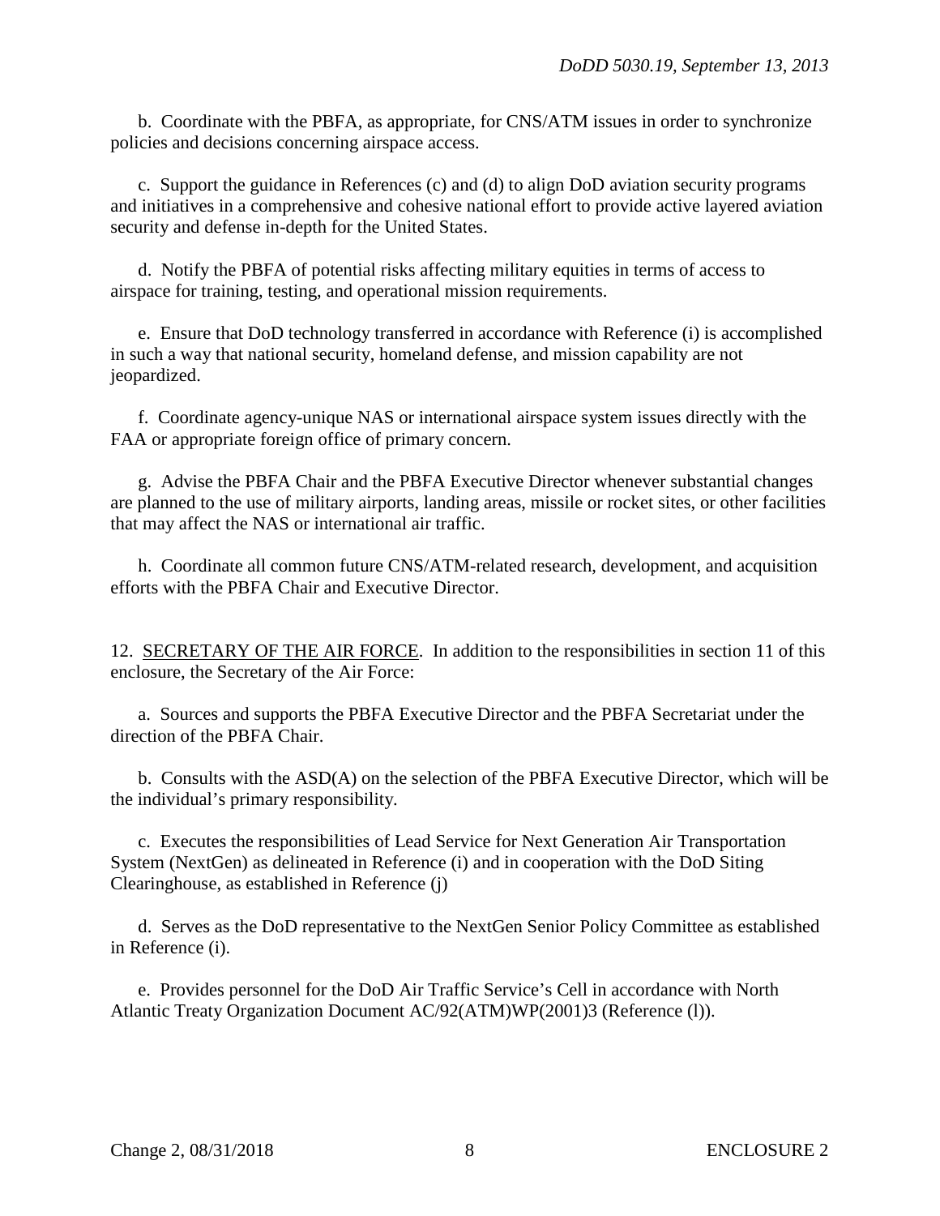b. Coordinate with the PBFA, as appropriate, for CNS/ATM issues in order to synchronize policies and decisions concerning airspace access.

c. Support the guidance in References (c) and (d) to align DoD aviation security programs and initiatives in a comprehensive and cohesive national effort to provide active layered aviation security and defense in-depth for the United States.

d. Notify the PBFA of potential risks affecting military equities in terms of access to airspace for training, testing, and operational mission requirements.

e. Ensure that DoD technology transferred in accordance with Reference (i) is accomplished in such a way that national security, homeland defense, and mission capability are not jeopardized.

f. Coordinate agency-unique NAS or international airspace system issues directly with the FAA or appropriate foreign office of primary concern.

g. Advise the PBFA Chair and the PBFA Executive Director whenever substantial changes are planned to the use of military airports, landing areas, missile or rocket sites, or other facilities that may affect the NAS or international air traffic.

h. Coordinate all common future CNS/ATM-related research, development, and acquisition efforts with the PBFA Chair and Executive Director.

12. SECRETARY OF THE AIR FORCE. In addition to the responsibilities in section 11 of this enclosure, the Secretary of the Air Force:

a. Sources and supports the PBFA Executive Director and the PBFA Secretariat under the direction of the PBFA Chair.

b. Consults with the ASD(A) on the selection of the PBFA Executive Director, which will be the individual's primary responsibility.

c. Executes the responsibilities of Lead Service for Next Generation Air Transportation System (NextGen) as delineated in Reference (i) and in cooperation with the DoD Siting Clearinghouse, as established in Reference (j)

d. Serves as the DoD representative to the NextGen Senior Policy Committee as established in Reference (i).

e. Provides personnel for the DoD Air Traffic Service's Cell in accordance with North Atlantic Treaty Organization Document AC/92(ATM)WP(2001)3 (Reference (l)).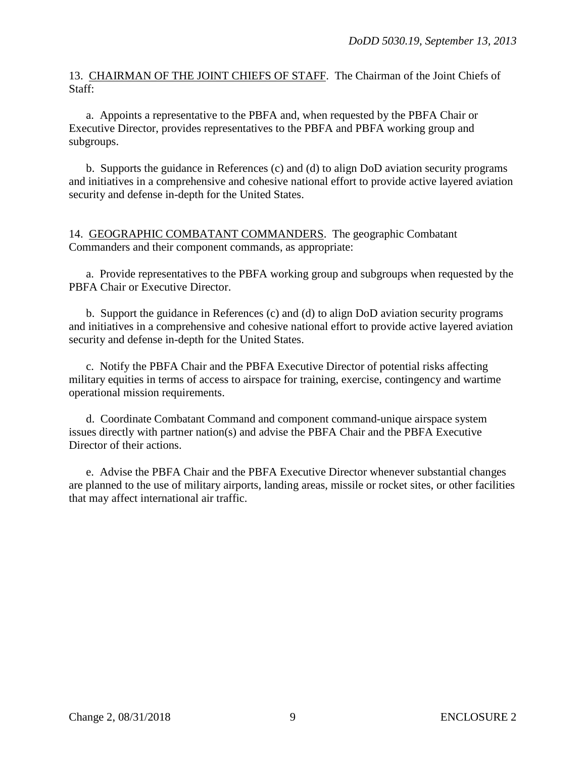13. CHAIRMAN OF THE JOINT CHIEFS OF STAFF. The Chairman of the Joint Chiefs of Staff:

a. Appoints a representative to the PBFA and, when requested by the PBFA Chair or Executive Director, provides representatives to the PBFA and PBFA working group and subgroups.

b. Supports the guidance in References (c) and (d) to align DoD aviation security programs and initiatives in a comprehensive and cohesive national effort to provide active layered aviation security and defense in-depth for the United States.

14. GEOGRAPHIC COMBATANT COMMANDERS. The geographic Combatant Commanders and their component commands, as appropriate:

a. Provide representatives to the PBFA working group and subgroups when requested by the PBFA Chair or Executive Director.

b. Support the guidance in References (c) and (d) to align DoD aviation security programs and initiatives in a comprehensive and cohesive national effort to provide active layered aviation security and defense in-depth for the United States.

c. Notify the PBFA Chair and the PBFA Executive Director of potential risks affecting military equities in terms of access to airspace for training, exercise, contingency and wartime operational mission requirements.

d. Coordinate Combatant Command and component command-unique airspace system issues directly with partner nation(s) and advise the PBFA Chair and the PBFA Executive Director of their actions.

e. Advise the PBFA Chair and the PBFA Executive Director whenever substantial changes are planned to the use of military airports, landing areas, missile or rocket sites, or other facilities that may affect international air traffic.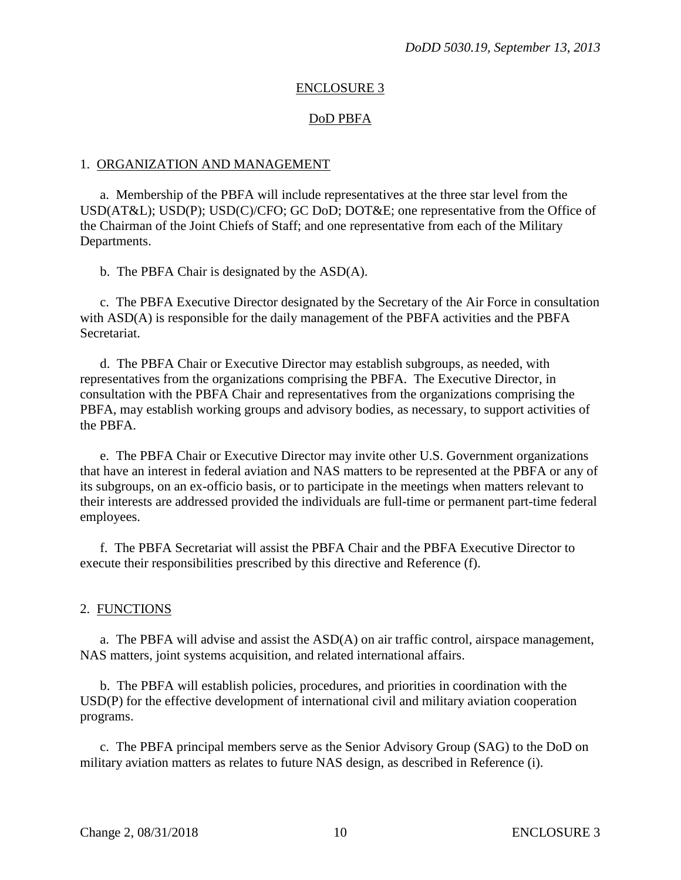## ENCLOSURE 3

## DoD PBFA

### 1. ORGANIZATION AND MANAGEMENT

a. Membership of the PBFA will include representatives at the three star level from the USD(AT&L); USD(P); USD(C)/CFO; GC DoD; DOT&E; one representative from the Office of the Chairman of the Joint Chiefs of Staff; and one representative from each of the Military Departments.

b. The PBFA Chair is designated by the ASD(A).

c. The PBFA Executive Director designated by the Secretary of the Air Force in consultation with ASD(A) is responsible for the daily management of the PBFA activities and the PBFA Secretariat.

d. The PBFA Chair or Executive Director may establish subgroups, as needed, with representatives from the organizations comprising the PBFA. The Executive Director, in consultation with the PBFA Chair and representatives from the organizations comprising the PBFA, may establish working groups and advisory bodies, as necessary, to support activities of the PBFA.

e. The PBFA Chair or Executive Director may invite other U.S. Government organizations that have an interest in federal aviation and NAS matters to be represented at the PBFA or any of its subgroups, on an ex-officio basis, or to participate in the meetings when matters relevant to their interests are addressed provided the individuals are full-time or permanent part-time federal employees.

f. The PBFA Secretariat will assist the PBFA Chair and the PBFA Executive Director to execute their responsibilities prescribed by this directive and Reference (f).

### 2. FUNCTIONS

a. The PBFA will advise and assist the ASD(A) on air traffic control, airspace management, NAS matters, joint systems acquisition, and related international affairs.

b. The PBFA will establish policies, procedures, and priorities in coordination with the USD(P) for the effective development of international civil and military aviation cooperation programs.

c. The PBFA principal members serve as the Senior Advisory Group (SAG) to the DoD on military aviation matters as relates to future NAS design, as described in Reference (i).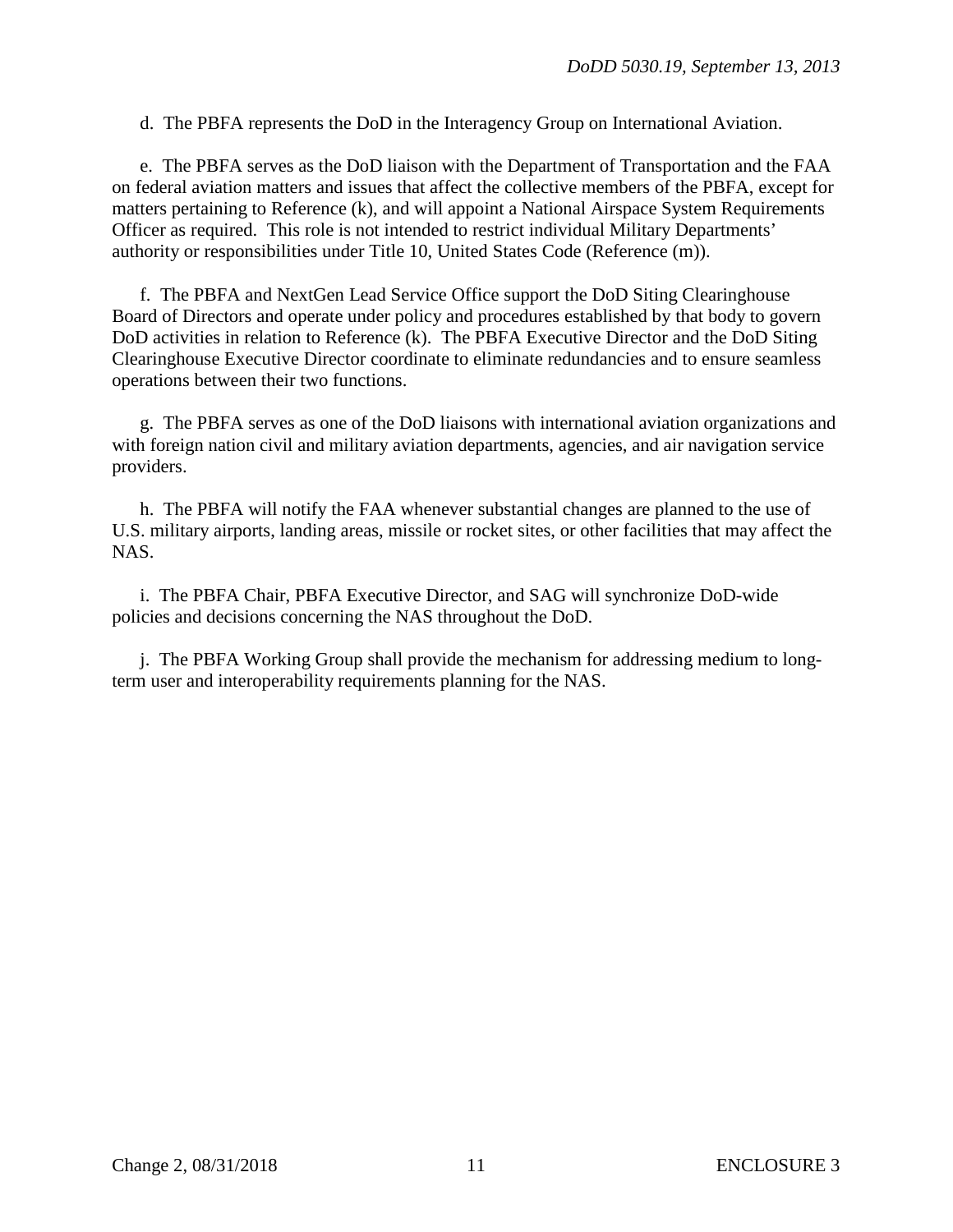d. The PBFA represents the DoD in the Interagency Group on International Aviation.

e. The PBFA serves as the DoD liaison with the Department of Transportation and the FAA on federal aviation matters and issues that affect the collective members of the PBFA, except for matters pertaining to Reference (k), and will appoint a National Airspace System Requirements Officer as required. This role is not intended to restrict individual Military Departments' authority or responsibilities under Title 10, United States Code (Reference (m)).

f. The PBFA and NextGen Lead Service Office support the DoD Siting Clearinghouse Board of Directors and operate under policy and procedures established by that body to govern DoD activities in relation to Reference (k). The PBFA Executive Director and the DoD Siting Clearinghouse Executive Director coordinate to eliminate redundancies and to ensure seamless operations between their two functions.

g. The PBFA serves as one of the DoD liaisons with international aviation organizations and with foreign nation civil and military aviation departments, agencies, and air navigation service providers.

h. The PBFA will notify the FAA whenever substantial changes are planned to the use of U.S. military airports, landing areas, missile or rocket sites, or other facilities that may affect the NAS.

i. The PBFA Chair, PBFA Executive Director, and SAG will synchronize DoD-wide policies and decisions concerning the NAS throughout the DoD.

j. The PBFA Working Group shall provide the mechanism for addressing medium to long-term user and interoperability requirements planning for the NAS.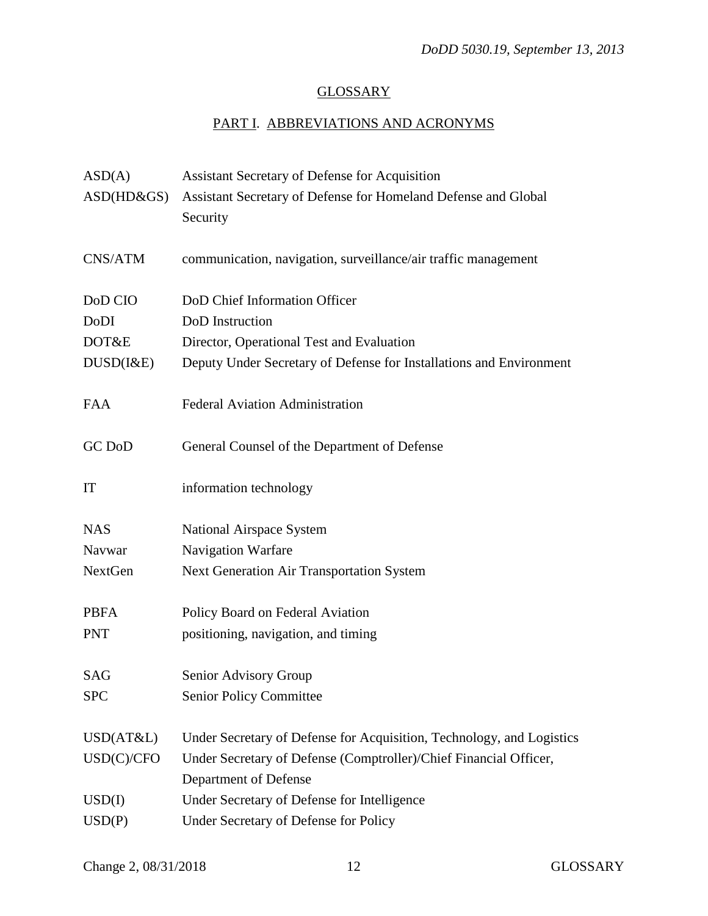## GLOSSARY

### PART I. ABBREVIATIONS AND ACRONYMS

| | |
|---|---|
| ASD(A) | Assistant Secretary of Defense for Acquisition |
| ASD(HD&GS) | Assistant Secretary of Defense for Homeland Defense and Global Security |
| CNS/ATM | communication, navigation, surveillance/air traffic management |
| DoD CIO | DoD Chief Information Officer |
| DoDI | DoD Instruction |
| DOT&E | Director, Operational Test and Evaluation |
| DUSD(I&E) | Deputy Under Secretary of Defense for Installations and Environment |
| FAA | Federal Aviation Administration |
| GC DoD | General Counsel of the Department of Defense |
| IT | information technology |
| NAS | National Airspace System |
| Navwar | Navigation Warfare |
| NextGen | Next Generation Air Transportation System |
| PBFA | Policy Board on Federal Aviation |
| PNT | positioning, navigation, and timing |
| SAG | Senior Advisory Group |
| SPC | Senior Policy Committee |
| USD(AT&L) | Under Secretary of Defense for Acquisition, Technology, and Logistics |
| USD(C)/CFO | Under Secretary of Defense (Comptroller)/Chief Financial Officer, Department of Defense |
| USD(I) | Under Secretary of Defense for Intelligence |
| USD(P) | Under Secretary of Defense for Policy |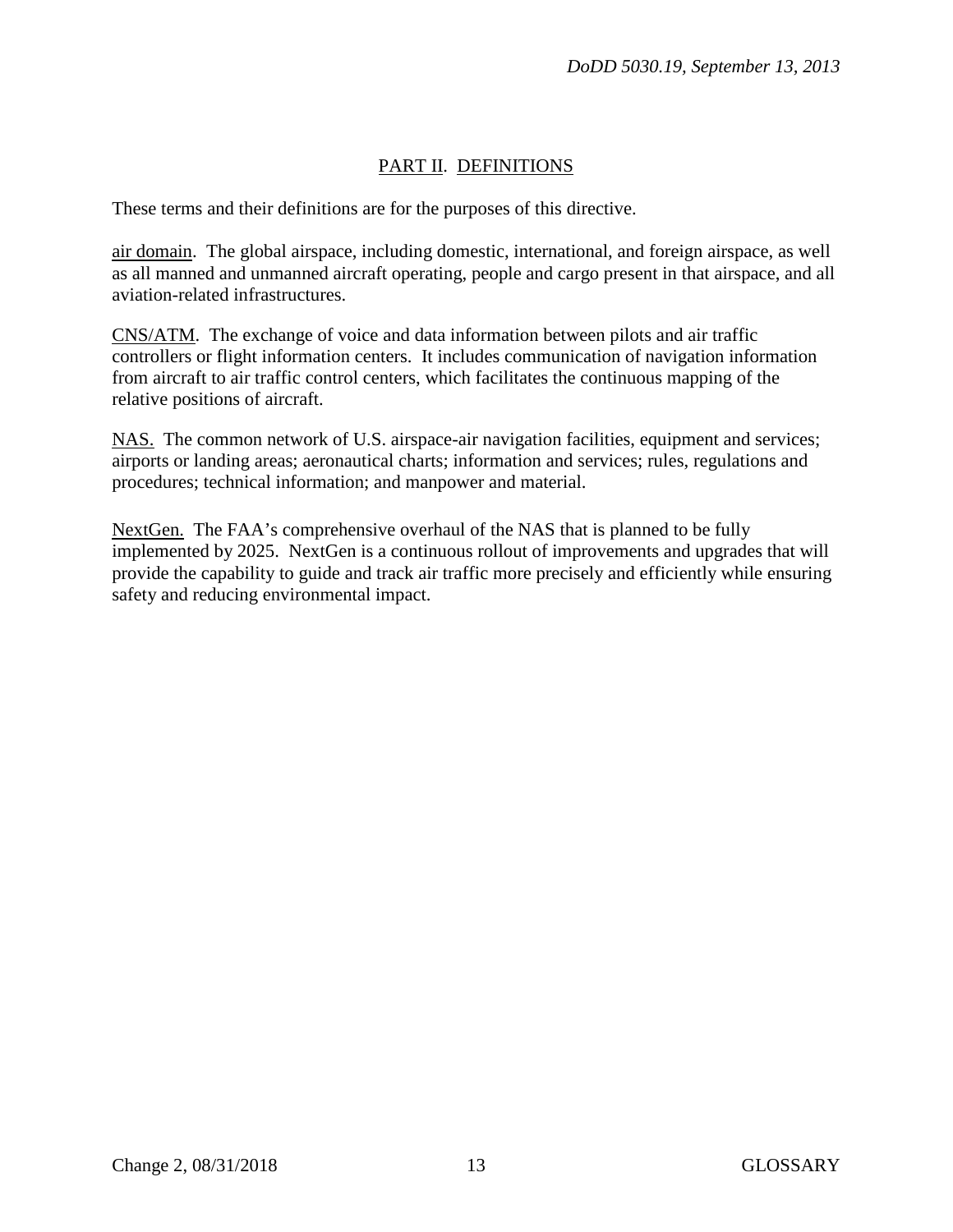## PART II. DEFINITIONS

These terms and their definitions are for the purposes of this directive.

air domain. The global airspace, including domestic, international, and foreign airspace, as well as all manned and unmanned aircraft operating, people and cargo present in that airspace, and all aviation-related infrastructures.

CNS/ATM. The exchange of voice and data information between pilots and air traffic controllers or flight information centers. It includes communication of navigation information from aircraft to air traffic control centers, which facilitates the continuous mapping of the relative positions of aircraft.

NAS. The common network of U.S. airspace-air navigation facilities, equipment and services; airports or landing areas; aeronautical charts; information and services; rules, regulations and procedures; technical information; and manpower and material.

NextGen. The FAA's comprehensive overhaul of the NAS that is planned to be fully implemented by 2025. NextGen is a continuous rollout of improvements and upgrades that will provide the capability to guide and track air traffic more precisely and efficiently while ensuring safety and reducing environmental impact.